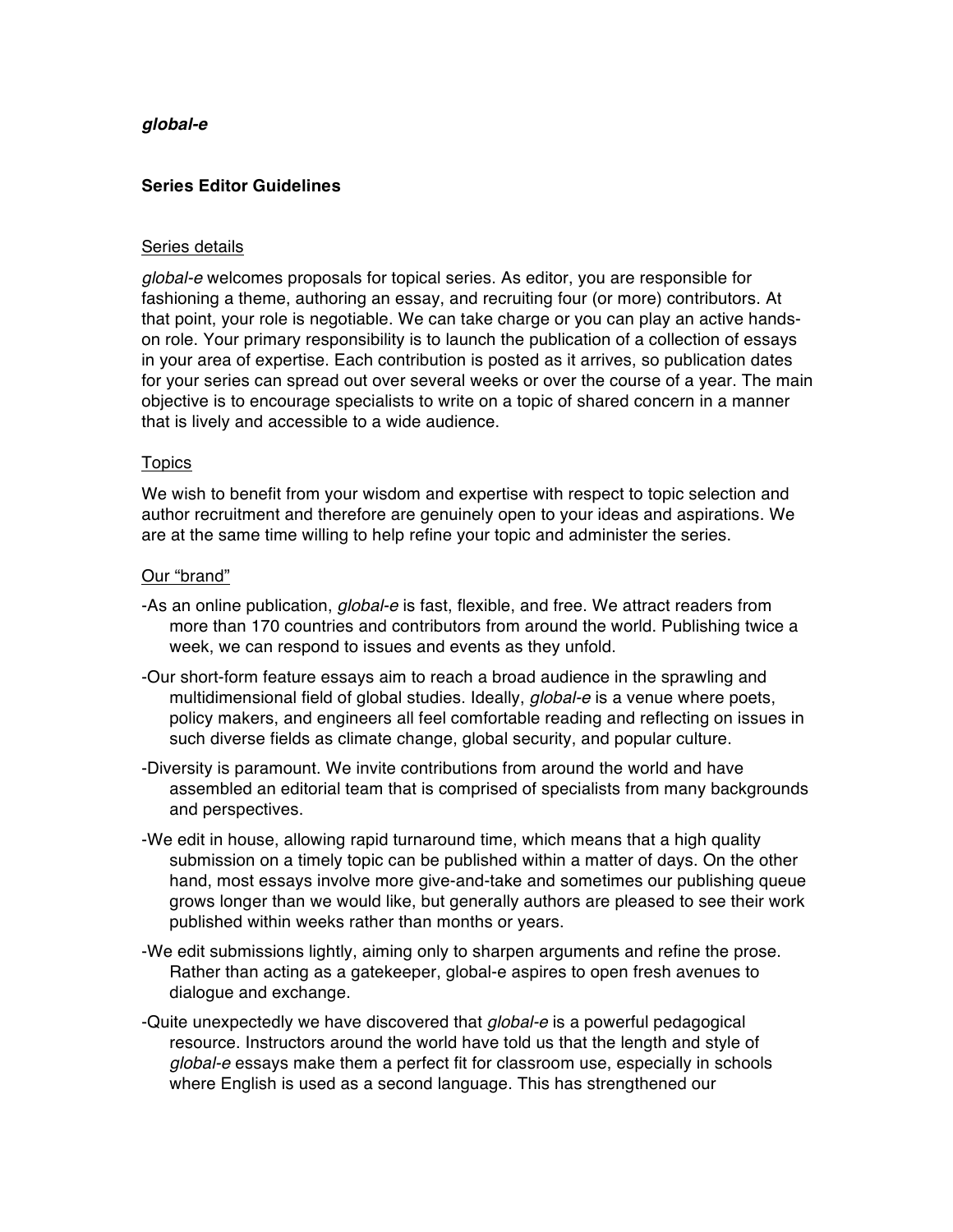***global-e***

**Series Editor Guidelines**

Series details

*global-e* welcomes proposals for topical series. As editor, you are responsible for fashioning a theme, authoring an essay, and recruiting four (or more) contributors. At that point, your role is negotiable. We can take charge or you can play an active hands-on role. Your primary responsibility is to launch the publication of a collection of essays in your area of expertise. Each contribution is posted as it arrives, so publication dates for your series can spread out over several weeks or over the course of a year. The main objective is to encourage specialists to write on a topic of shared concern in a manner that is lively and accessible to a wide audience.

Topics

We wish to benefit from your wisdom and expertise with respect to topic selection and author recruitment and therefore are genuinely open to your ideas and aspirations. We are at the same time willing to help refine your topic and administer the series.

Our "brand"

-As an online publication, *global-e* is fast, flexible, and free. We attract readers from more than 170 countries and contributors from around the world. Publishing twice a week, we can respond to issues and events as they unfold.

-Our short-form feature essays aim to reach a broad audience in the sprawling and multidimensional field of global studies. Ideally, *global-e* is a venue where poets, policy makers, and engineers all feel comfortable reading and reflecting on issues in such diverse fields as climate change, global security, and popular culture.

-Diversity is paramount. We invite contributions from around the world and have assembled an editorial team that is comprised of specialists from many backgrounds and perspectives.

-We edit in house, allowing rapid turnaround time, which means that a high quality submission on a timely topic can be published within a matter of days. On the other hand, most essays involve more give-and-take and sometimes our publishing queue grows longer than we would like, but generally authors are pleased to see their work published within weeks rather than months or years.

-We edit submissions lightly, aiming only to sharpen arguments and refine the prose. Rather than acting as a gatekeeper, global-e aspires to open fresh avenues to dialogue and exchange.

-Quite unexpectedly we have discovered that *global-e* is a powerful pedagogical resource. Instructors around the world have told us that the length and style of *global-e* essays make them a perfect fit for classroom use, especially in schools where English is used as a second language. This has strengthened our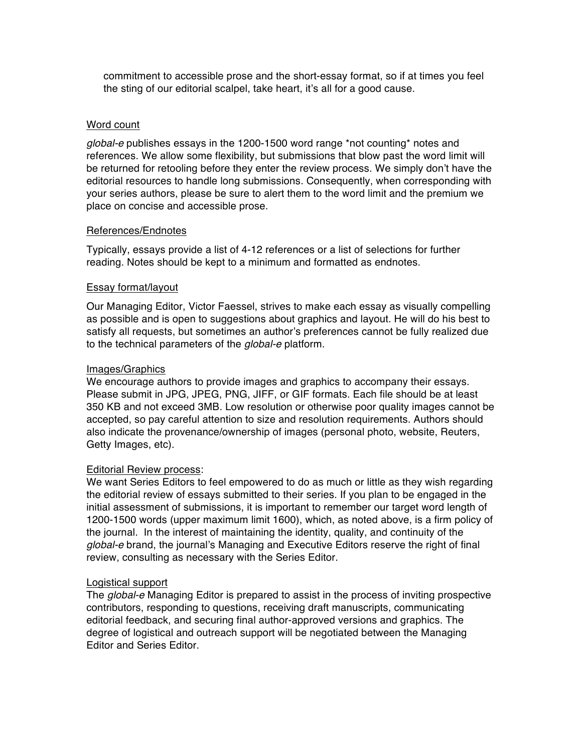commitment to accessible prose and the short-essay format, so if at times you feel the sting of our editorial scalpel, take heart, it's all for a good cause.

<u>Word count</u>

*global-e* publishes essays in the 1200-1500 word range *not counting* notes and references. We allow some flexibility, but submissions that blow past the word limit will be returned for retooling before they enter the review process. We simply don't have the editorial resources to handle long submissions. Consequently, when corresponding with your series authors, please be sure to alert them to the word limit and the premium we place on concise and accessible prose.

<u>References/Endnotes</u>

Typically, essays provide a list of 4-12 references or a list of selections for further reading. Notes should be kept to a minimum and formatted as endnotes.

<u>Essay format/layout</u>

Our Managing Editor, Victor Faessel, strives to make each essay as visually compelling as possible and is open to suggestions about graphics and layout. He will do his best to satisfy all requests, but sometimes an author's preferences cannot be fully realized due to the technical parameters of the *global-e* platform.

<u>Images/Graphics</u>

We encourage authors to provide images and graphics to accompany their essays. Please submit in JPG, JPEG, PNG, JIFF, or GIF formats. Each file should be at least 350 KB and not exceed 3MB. Low resolution or otherwise poor quality images cannot be accepted, so pay careful attention to size and resolution requirements. Authors should also indicate the provenance/ownership of images (personal photo, website, Reuters, Getty Images, etc).

<u>Editorial Review process</u>:

We want Series Editors to feel empowered to do as much or little as they wish regarding the editorial review of essays submitted to their series. If you plan to be engaged in the initial assessment of submissions, it is important to remember our target word length of 1200-1500 words (upper maximum limit 1600), which, as noted above, is a firm policy of the journal. In the interest of maintaining the identity, quality, and continuity of the *global-e* brand, the journal's Managing and Executive Editors reserve the right of final review, consulting as necessary with the Series Editor.

<u>Logistical support</u>

The *global-e* Managing Editor is prepared to assist in the process of inviting prospective contributors, responding to questions, receiving draft manuscripts, communicating editorial feedback, and securing final author-approved versions and graphics. The degree of logistical and outreach support will be negotiated between the Managing Editor and Series Editor.